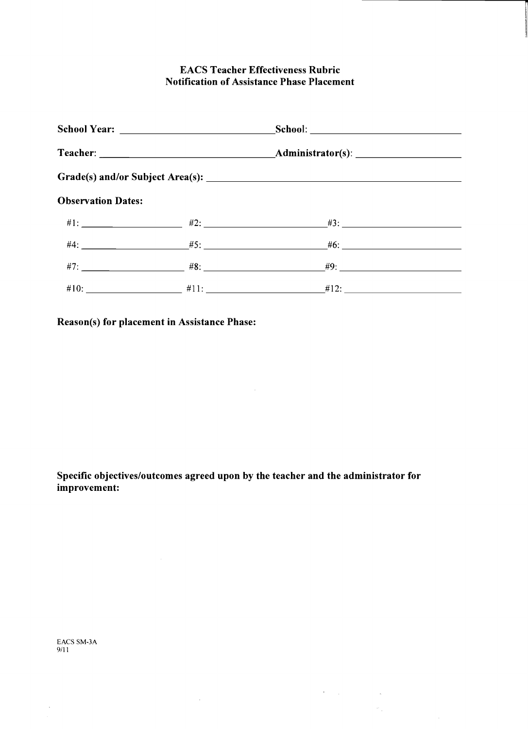# EACS Teacher Effectiveness Rubric
## Notification of Assistance Phase Placement

**School Year:** ______________________________ **School:** ______________________________

**Teacher:** __________________________________ **Administrator(s):** ____________________

**Grade(s) and/or Subject Area(s):** ____________________________________________________

**Observation Dates:**

#1: ____________________ #2: ________________________ #3: ________________________

#4: ____________________ #5: ________________________ #6: ________________________

#7: ____________________ #8: ________________________ #9: ________________________

#10: ___________________ #11: _______________________ #12: _______________________

**Reason(s) for placement in Assistance Phase:**

**Specific objectives/outcomes agreed upon by the teacher and the administrator for improvement:**

EACS SM-3A
9/11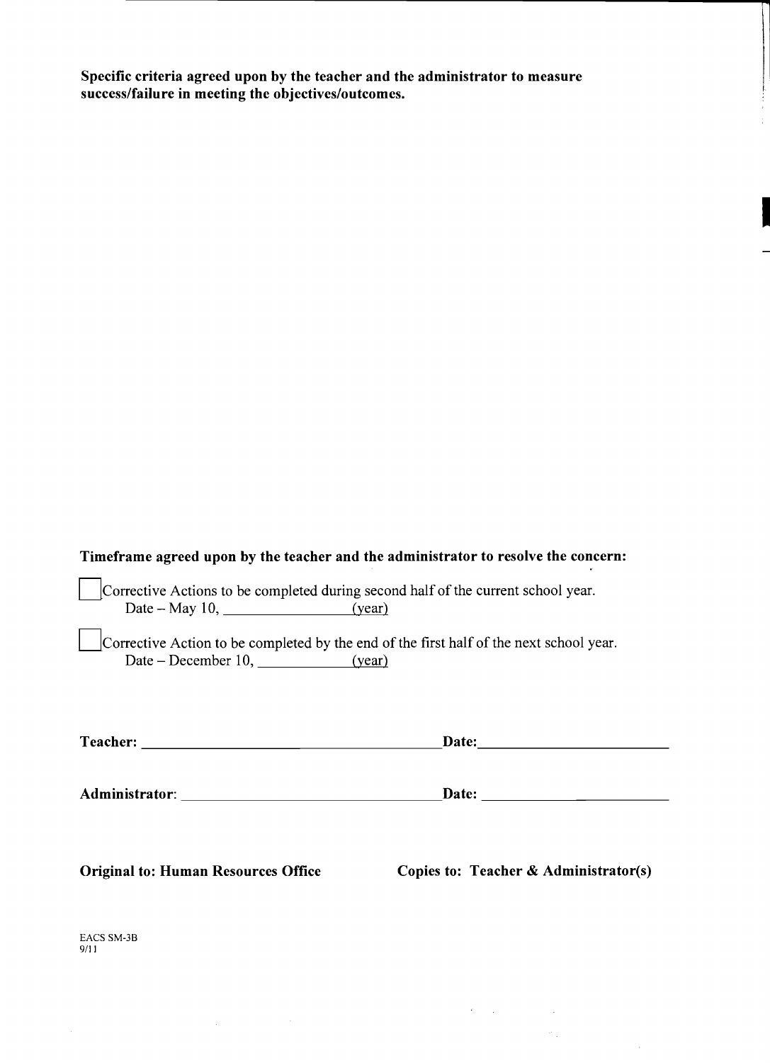**Specific criteria agreed upon by the teacher and the administrator to measure success/failure in meeting the objectives/outcomes.**

**Timeframe agreed upon by the teacher and the administrator to resolve the concern:**

☐ Corrective Actions to be completed during second half of the current school year.
Date – May 10, ________________ (year)

☐ Corrective Action to be completed by the end of the first half of the next school year.
Date – December 10, ____________ (year)

**Teacher:** ________________________________________ **Date:** ________________________

**Administrator:** ________________________________ **Date:** ________________________

**Original to: Human Resources Office** **Copies to: Teacher & Administrator(s)**

EACS SM-3B
9/11